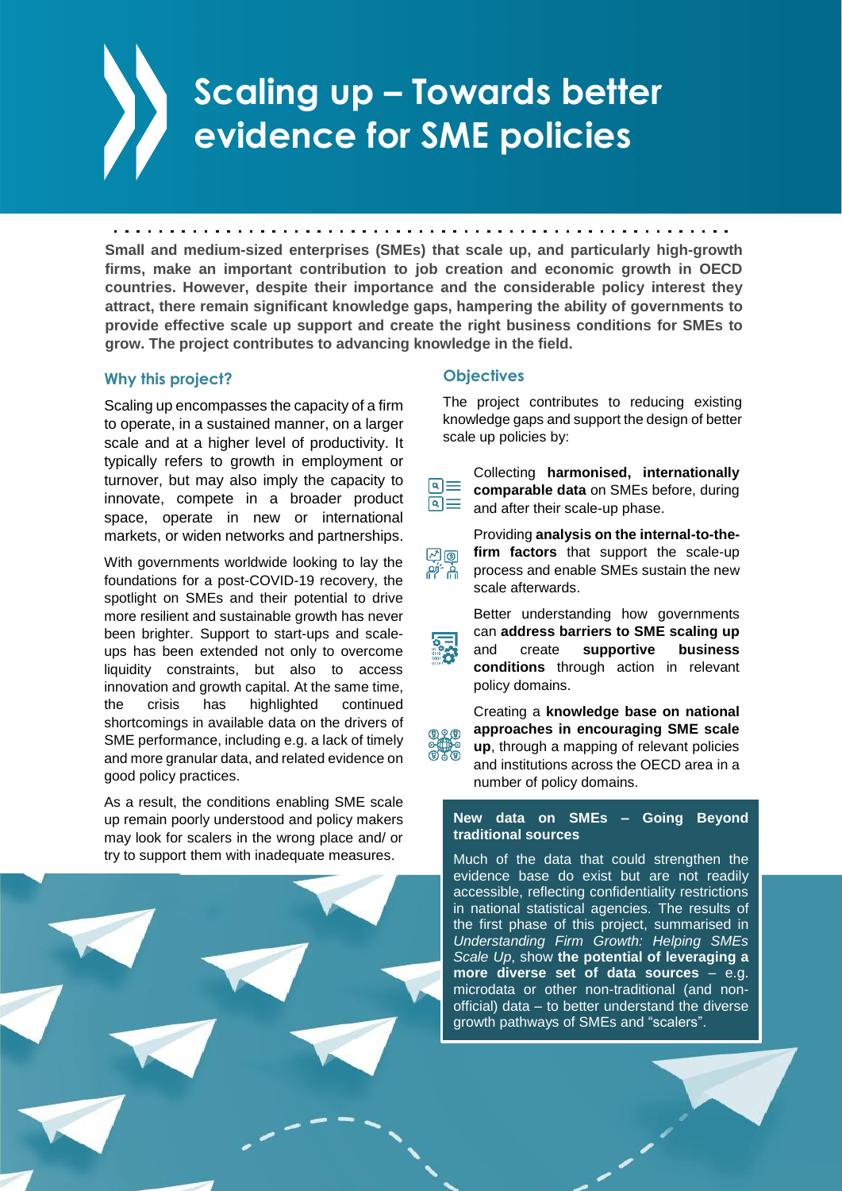# Scaling up – Towards better evidence for SME policies

**Small and medium-sized enterprises (SMEs) that scale up, and particularly high-growth firms, make an important contribution to job creation and economic growth in OECD countries. However, despite their importance and the considerable policy interest they attract, there remain significant knowledge gaps, hampering the ability of governments to provide effective scale up support and create the right business conditions for SMEs to grow. The project contributes to advancing knowledge in the field.**

## Why this project?

Scaling up encompasses the capacity of a firm to operate, in a sustained manner, on a larger scale and at a higher level of productivity. It typically refers to growth in employment or turnover, but may also imply the capacity to innovate, compete in a broader product space, operate in new or international markets, or widen networks and partnerships.

With governments worldwide looking to lay the foundations for a post-COVID-19 recovery, the spotlight on SMEs and their potential to drive more resilient and sustainable growth has never been brighter. Support to start-ups and scale-ups has been extended not only to overcome liquidity constraints, but also to access innovation and growth capital. At the same time, the crisis has highlighted continued shortcomings in available data on the drivers of SME performance, including e.g. a lack of timely and more granular data, and related evidence on good policy practices.

As a result, the conditions enabling SME scale up remain poorly understood and policy makers may look for scalers in the wrong place and/ or try to support them with inadequate measures.

## Objectives

The project contributes to reducing existing knowledge gaps and support the design of better scale up policies by:

- Collecting **harmonised, internationally comparable data** on SMEs before, during and after their scale-up phase.
- Providing **analysis on the internal-to-the-firm factors** that support the scale-up process and enable SMEs sustain the new scale afterwards.
- Better understanding how governments can **address barriers to SME scaling up** and create **supportive business conditions** through action in relevant policy domains.
- Creating a **knowledge base on national approaches in encouraging SME scale up**, through a mapping of relevant policies and institutions across the OECD area in a number of policy domains.

**New data on SMEs – Going Beyond traditional sources**

Much of the data that could strengthen the evidence base do exist but are not readily accessible, reflecting confidentiality restrictions in national statistical agencies. The results of the first phase of this project, summarised in *Understanding Firm Growth: Helping SMEs Scale Up*, show **the potential of leveraging a more diverse set of data sources** – e.g. microdata or other non-traditional (and non-official) data – to better understand the diverse growth pathways of SMEs and “scalers”.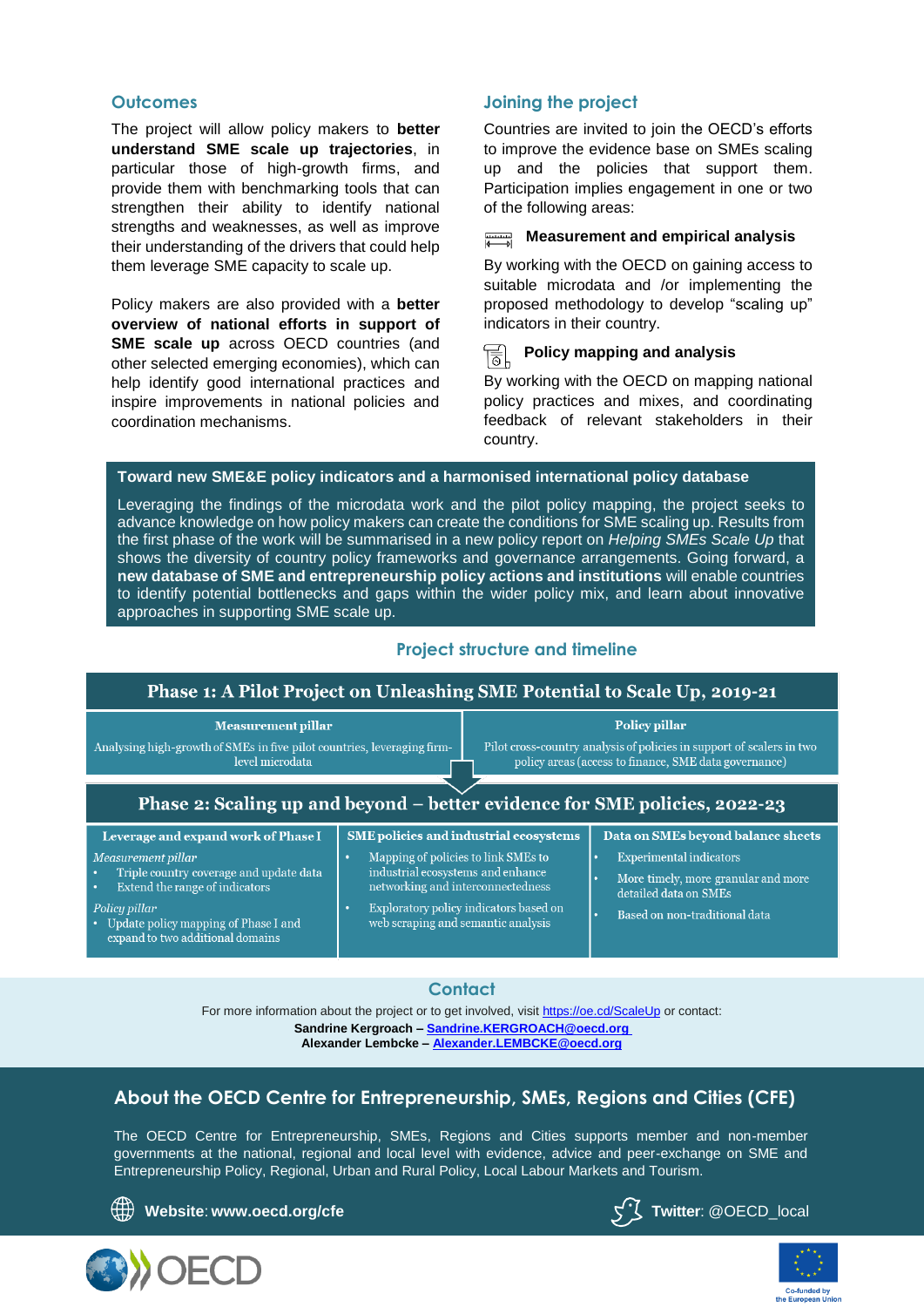## Outcomes

The project will allow policy makers to **better understand SME scale up trajectories**, in particular those of high-growth firms, and provide them with benchmarking tools that can strengthen their ability to identify national strengths and weaknesses, as well as improve their understanding of the drivers that could help them leverage SME capacity to scale up.

Policy makers are also provided with a **better overview of national efforts in support of SME scale up** across OECD countries (and other selected emerging economies), which can help identify good international practices and inspire improvements in national policies and coordination mechanisms.

## Joining the project

Countries are invited to join the OECD's efforts to improve the evidence base on SMEs scaling up and the policies that support them. Participation implies engagement in one or two of the following areas:

### Measurement and empirical analysis

By working with the OECD on gaining access to suitable microdata and /or implementing the proposed methodology to develop "scaling up" indicators in their country.

### Policy mapping and analysis

By working with the OECD on mapping national policy practices and mixes, and coordinating feedback of relevant stakeholders in their country.

### Toward new SME&E policy indicators and a harmonised international policy database

Leveraging the findings of the microdata work and the pilot policy mapping, the project seeks to advance knowledge on how policy makers can create the conditions for SME scaling up. Results from the first phase of the work will be summarised in a new policy report on *Helping SMEs Scale Up* that shows the diversity of country policy frameworks and governance arrangements. Going forward, a **new database of SME and entrepreneurship policy actions and institutions** will enable countries to identify potential bottlenecks and gaps within the wider policy mix, and learn about innovative approaches in supporting SME scale up.

## Project structure and timeline

### Phase 1: A Pilot Project on Unleashing SME Potential to Scale Up, 2019-21

| Measurement pillar | Policy pillar |
| --- | --- |
| Analysing high-growth of SMEs in five pilot countries, leveraging firm-level microdata | Pilot cross-country analysis of policies in support of scalers in two policy areas (access to finance, SME data governance) |

### Phase 2: Scaling up and beyond – better evidence for SME policies, 2022-23

| Leverage and expand work of Phase I | SME policies and industrial ecosystems | Data on SMEs beyond balance sheets |
| --- | --- | --- |
| *Measurement pillar*<br>• Triple country coverage and update data<br>• Extend the range of indicators<br>*Policy pillar*<br>• Update policy mapping of Phase I and expand to two additional domains | • Mapping of policies to link SMEs to industrial ecosystems and enhance networking and interconnectedness<br>• Exploratory policy indicators based on web scraping and semantic analysis | • Experimental indicators<br>• More timely, more granular and more detailed data on SMEs<br>• Based on non-traditional data |

## Contact

For more information about the project or to get involved, visit https://oe.cd/ScaleUp or contact:

**Sandrine Kergroach – Sandrine.KERGROACH@oecd.org**
**Alexander Lembcke – Alexander.LEMBCKE@oecd.org**

## About the OECD Centre for Entrepreneurship, SMEs, Regions and Cities (CFE)

The OECD Centre for Entrepreneurship, SMEs, Regions and Cities supports member and non-member governments at the national, regional and local level with evidence, advice and peer-exchange on SME and Entrepreneurship Policy, Regional, Urban and Rural Policy, Local Labour Markets and Tourism.

**Website**: **www.oecd.org/cfe**

**Twitter**: @OECD_local

OECD

Co-funded by the European Union